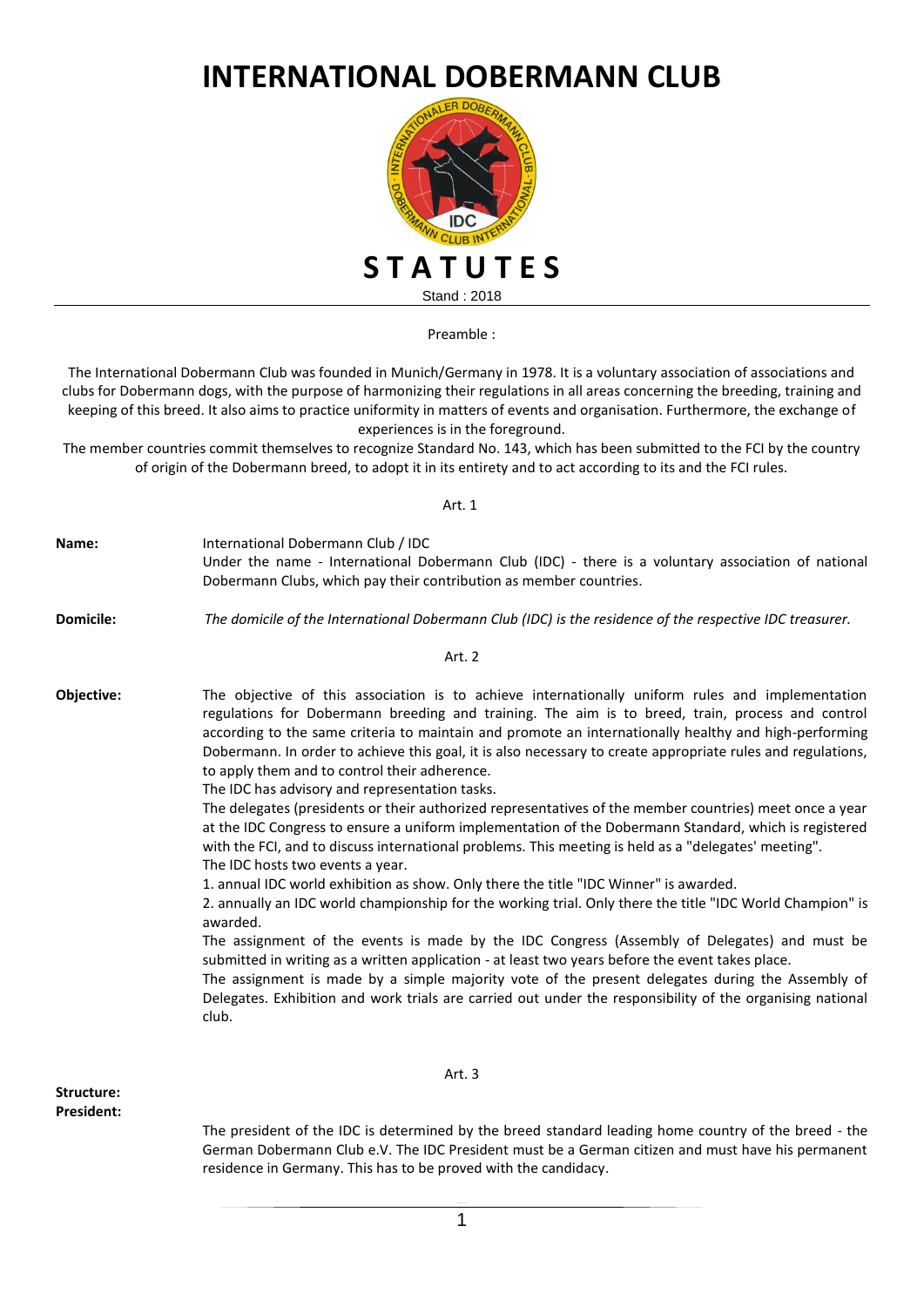# INTERNATIONAL DOBERMANN CLUB

# STATUTES

Stand : 2018

Preamble :

The International Dobermann Club was founded in Munich/Germany in 1978. It is a voluntary association of associations and clubs for Dobermann dogs, with the purpose of harmonizing their regulations in all areas concerning the breeding, training and keeping of this breed. It also aims to practice uniformity in matters of events and organisation. Furthermore, the exchange of experiences is in the foreground.
The member countries commit themselves to recognize Standard No. 143, which has been submitted to the FCI by the country of origin of the Dobermann breed, to adopt it in its entirety and to act according to its and the FCI rules.

Art. 1

**Name:** International Dobermann Club / IDC
Under the name - International Dobermann Club (IDC) - there is a voluntary association of national Dobermann Clubs, which pay their contribution as member countries.

**Domicile:** *The domicile of the International Dobermann Club (IDC) is the residence of the respective IDC treasurer.*

Art. 2

**Objective:** The objective of this association is to achieve internationally uniform rules and implementation regulations for Dobermann breeding and training. The aim is to breed, train, process and control according to the same criteria to maintain and promote an internationally healthy and high-performing Dobermann. In order to achieve this goal, it is also necessary to create appropriate rules and regulations, to apply them and to control their adherence.
The IDC has advisory and representation tasks.
The delegates (presidents or their authorized representatives of the member countries) meet once a year at the IDC Congress to ensure a uniform implementation of the Dobermann Standard, which is registered with the FCI, and to discuss international problems. This meeting is held as a "delegates' meeting".
The IDC hosts two events a year.
1. annual IDC world exhibition as show. Only there the title "IDC Winner" is awarded.
2. annually an IDC world championship for the working trial. Only there the title "IDC World Champion" is awarded.
The assignment of the events is made by the IDC Congress (Assembly of Delegates) and must be submitted in writing as a written application - at least two years before the event takes place.
The assignment is made by a simple majority vote of the present delegates during the Assembly of Delegates. Exhibition and work trials are carried out under the responsibility of the organising national club.

Art. 3

**Structure:**
**President:**

The president of the IDC is determined by the breed standard leading home country of the breed - the German Dobermann Club e.V. The IDC President must be a German citizen and must have his permanent residence in Germany. This has to be proved with the candidacy.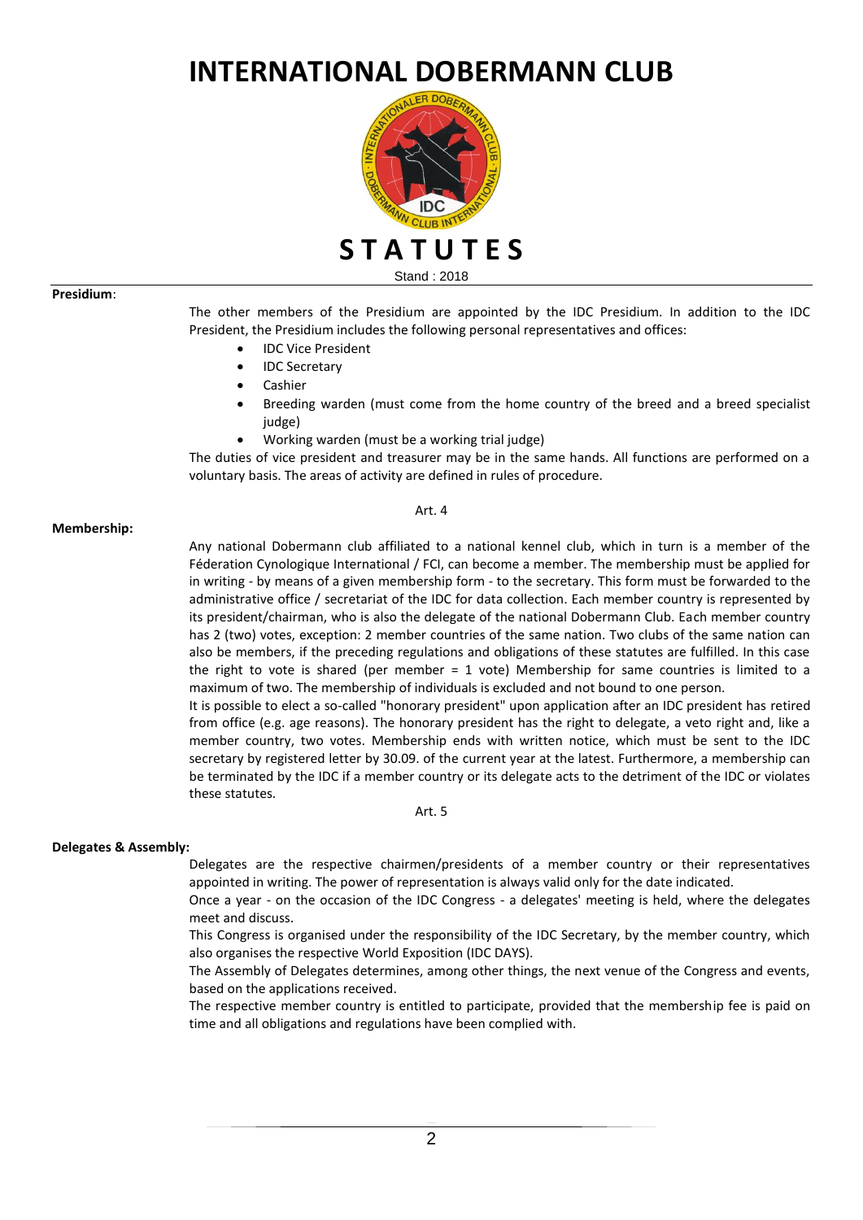# INTERNATIONAL DOBERMANN CLUB

**S T A T U T E S**

Stand : 2018

**Presidium**:

The other members of the Presidium are appointed by the IDC Presidium. In addition to the IDC President, the Presidium includes the following personal representatives and offices:

- IDC Vice President
- IDC Secretary
- Cashier
- Breeding warden (must come from the home country of the breed and a breed specialist judge)
- Working warden (must be a working trial judge)

The duties of vice president and treasurer may be in the same hands. All functions are performed on a voluntary basis. The areas of activity are defined in rules of procedure.

Art. 4

**Membership:**

Any national Dobermann club affiliated to a national kennel club, which in turn is a member of the Féderation Cynologique International / FCI, can become a member. The membership must be applied for in writing - by means of a given membership form - to the secretary. This form must be forwarded to the administrative office / secretariat of the IDC for data collection. Each member country is represented by its president/chairman, who is also the delegate of the national Dobermann Club. Each member country has 2 (two) votes, exception: 2 member countries of the same nation. Two clubs of the same nation can also be members, if the preceding regulations and obligations of these statutes are fulfilled. In this case the right to vote is shared (per member = 1 vote) Membership for same countries is limited to a maximum of two. The membership of individuals is excluded and not bound to one person.

It is possible to elect a so-called "honorary president" upon application after an IDC president has retired from office (e.g. age reasons). The honorary president has the right to delegate, a veto right and, like a member country, two votes. Membership ends with written notice, which must be sent to the IDC secretary by registered letter by 30.09. of the current year at the latest. Furthermore, a membership can be terminated by the IDC if a member country or its delegate acts to the detriment of the IDC or violates these statutes.

Art. 5

**Delegates & Assembly:**

Delegates are the respective chairmen/presidents of a member country or their representatives appointed in writing. The power of representation is always valid only for the date indicated.

Once a year - on the occasion of the IDC Congress - a delegates' meeting is held, where the delegates meet and discuss.

This Congress is organised under the responsibility of the IDC Secretary, by the member country, which also organises the respective World Exposition (IDC DAYS).

The Assembly of Delegates determines, among other things, the next venue of the Congress and events, based on the applications received.

The respective member country is entitled to participate, provided that the membership fee is paid on time and all obligations and regulations have been complied with.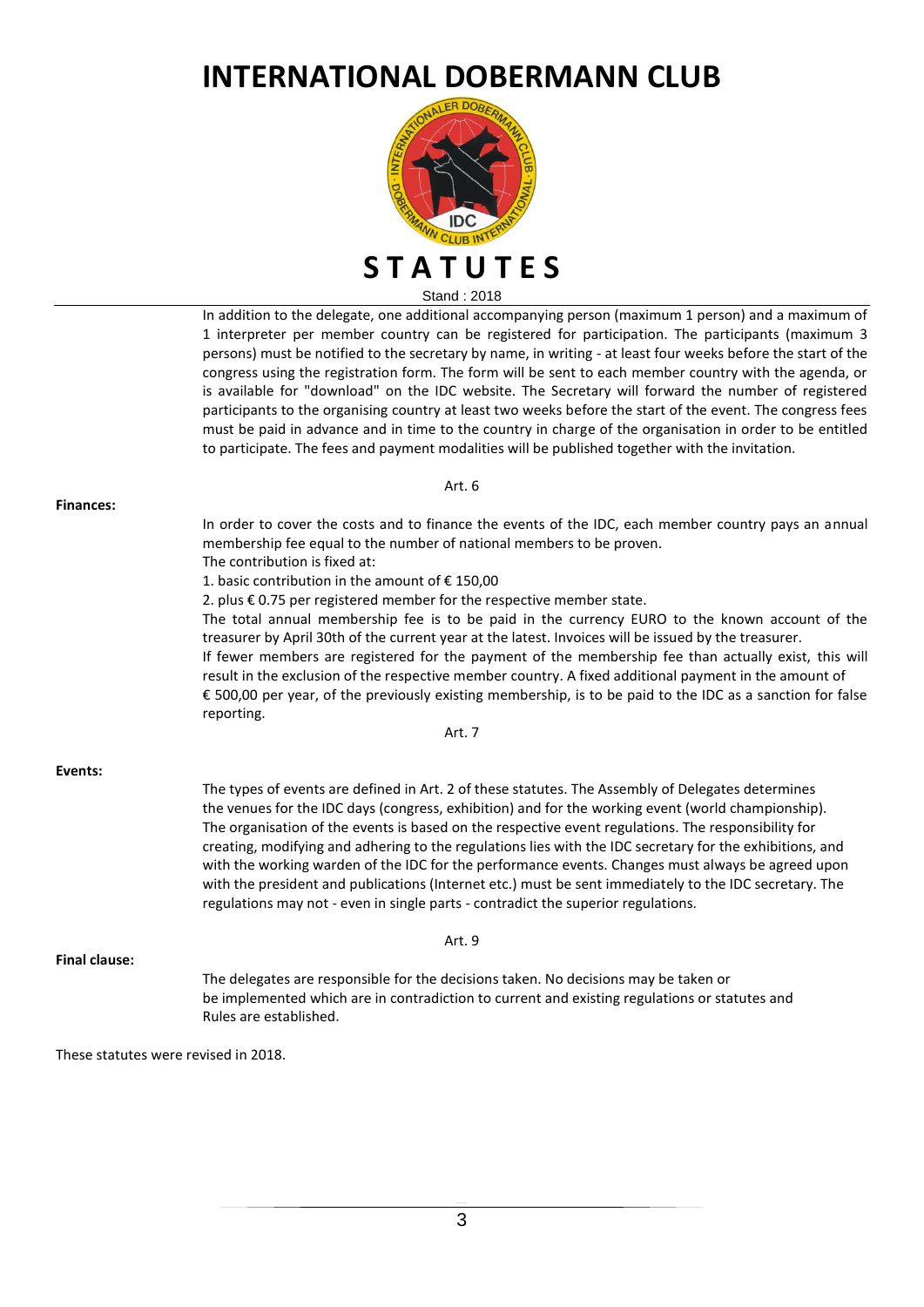# INTERNATIONAL DOBERMANN CLUB

# S T A T U T E S

Stand : 2018

In addition to the delegate, one additional accompanying person (maximum 1 person) and a maximum of 1 interpreter per member country can be registered for participation. The participants (maximum 3 persons) must be notified to the secretary by name, in writing - at least four weeks before the start of the congress using the registration form. The form will be sent to each member country with the agenda, or is available for "download" on the IDC website. The Secretary will forward the number of registered participants to the organising country at least two weeks before the start of the event. The congress fees must be paid in advance and in time to the country in charge of the organisation in order to be entitled to participate. The fees and payment modalities will be published together with the invitation.

Art. 6

**Finances:**

In order to cover the costs and to finance the events of the IDC, each member country pays an annual membership fee equal to the number of national members to be proven.
The contribution is fixed at:

1. basic contribution in the amount of € 150,00
2. plus € 0.75 per registered member for the respective member state.

The total annual membership fee is to be paid in the currency EURO to the known account of the treasurer by April 30th of the current year at the latest. Invoices will be issued by the treasurer.
If fewer members are registered for the payment of the membership fee than actually exist, this will result in the exclusion of the respective member country. A fixed additional payment in the amount of € 500,00 per year, of the previously existing membership, is to be paid to the IDC as a sanction for false reporting.

Art. 7

**Events:**

The types of events are defined in Art. 2 of these statutes. The Assembly of Delegates determines the venues for the IDC days (congress, exhibition) and for the working event (world championship). The organisation of the events is based on the respective event regulations. The responsibility for creating, modifying and adhering to the regulations lies with the IDC secretary for the exhibitions, and with the working warden of the IDC for the performance events. Changes must always be agreed upon with the president and publications (Internet etc.) must be sent immediately to the IDC secretary. The regulations may not - even in single parts - contradict the superior regulations.

Art. 9

**Final clause:**

The delegates are responsible for the decisions taken. No decisions may be taken or be implemented which are in contradiction to current and existing regulations or statutes and Rules are established.

These statutes were revised in 2018.